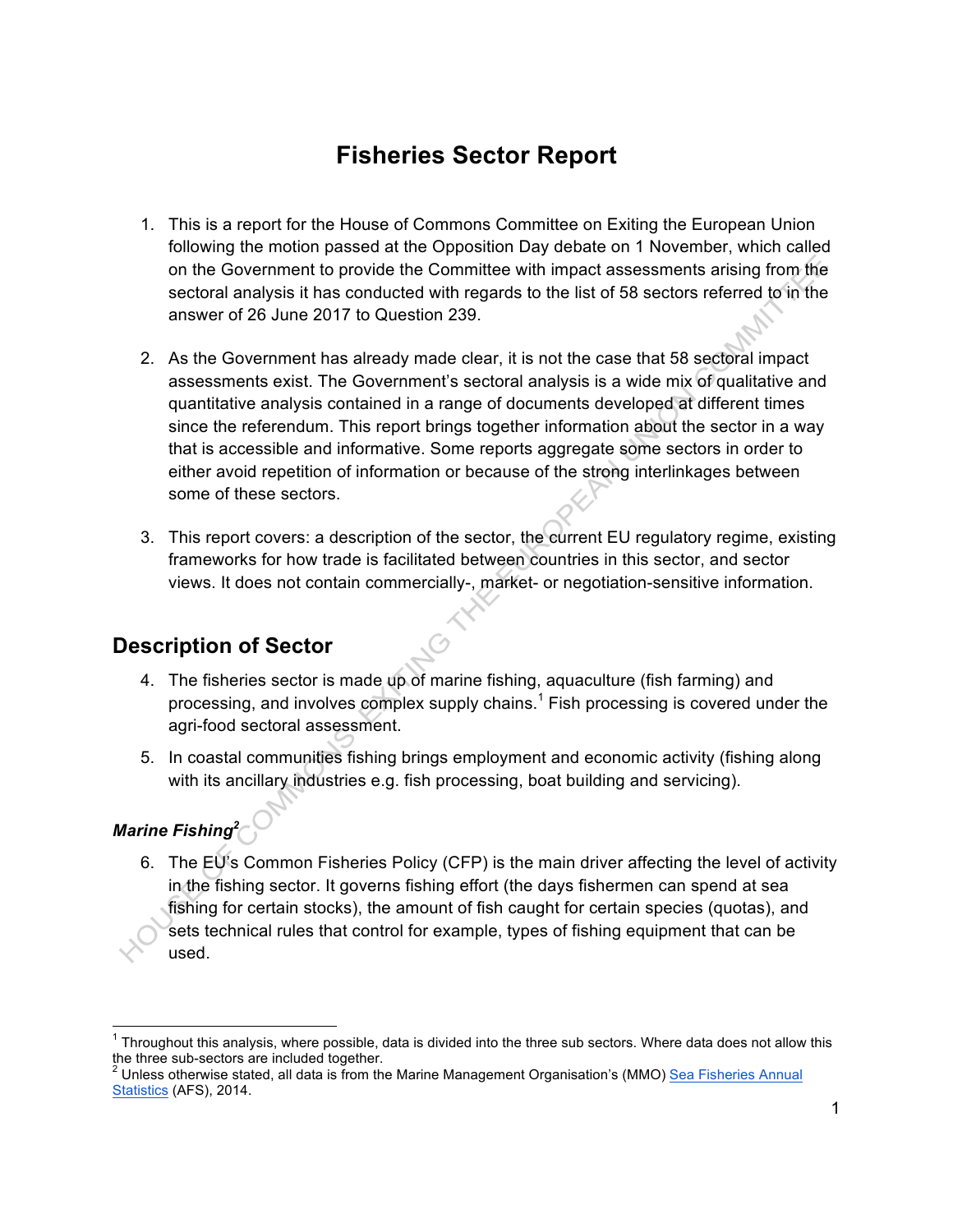# Fisheries Sector Report

1. This is a report for the House of Commons Committee on Exiting the European Union following the motion passed at the Opposition Day debate on 1 November, which called on the Government to provide the Committee with impact assessments arising from the sectoral analysis it has conducted with regards to the list of 58 sectors referred to in the answer of 26 June 2017 to Question 239.

2. As the Government has already made clear, it is not the case that 58 sectoral impact assessments exist. The Government's sectoral analysis is a wide mix of qualitative and quantitative analysis contained in a range of documents developed at different times since the referendum. This report brings together information about the sector in a way that is accessible and informative. Some reports aggregate some sectors in order to either avoid repetition of information or because of the strong interlinkages between some of these sectors.

3. This report covers: a description of the sector, the current EU regulatory regime, existing frameworks for how trade is facilitated between countries in this sector, and sector views. It does not contain commercially-, market- or negotiation-sensitive information.

## Description of Sector

4. The fisheries sector is made up of marine fishing, aquaculture (fish farming) and processing, and involves complex supply chains.[1] Fish processing is covered under the agri-food sectoral assessment.

5. In coastal communities fishing brings employment and economic activity (fishing along with its ancillary industries e.g. fish processing, boat building and servicing).

### *Marine Fishing*[2]

6. The EU's Common Fisheries Policy (CFP) is the main driver affecting the level of activity in the fishing sector. It governs fishing effort (the days fishermen can spend at sea fishing for certain stocks), the amount of fish caught for certain species (quotas), and sets technical rules that control for example, types of fishing equipment that can be used.

---

[1] Throughout this analysis, where possible, data is divided into the three sub sectors. Where data does not allow this the three sub-sectors are included together.

[2] Unless otherwise stated, all data is from the Marine Management Organisation's (MMO) Sea Fisheries Annual Statistics (AFS), 2014.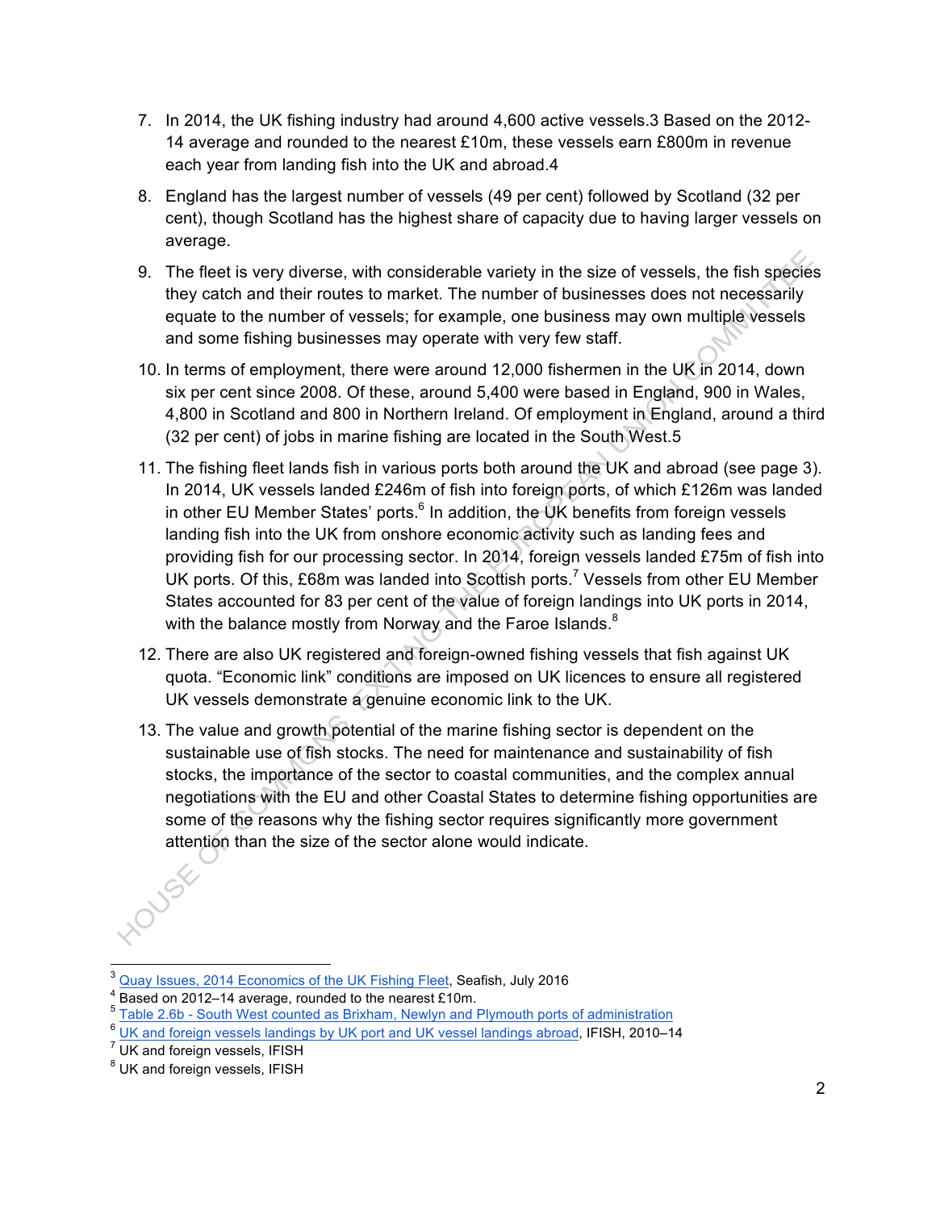7. In 2014, the UK fishing industry had around 4,600 active vessels.3 Based on the 2012-14 average and rounded to the nearest £10m, these vessels earn £800m in revenue each year from landing fish into the UK and abroad.4

8. England has the largest number of vessels (49 per cent) followed by Scotland (32 per cent), though Scotland has the highest share of capacity due to having larger vessels on average.

9. The fleet is very diverse, with considerable variety in the size of vessels, the fish species they catch and their routes to market. The number of businesses does not necessarily equate to the number of vessels; for example, one business may own multiple vessels and some fishing businesses may operate with very few staff.

10. In terms of employment, there were around 12,000 fishermen in the UK in 2014, down six per cent since 2008. Of these, around 5,400 were based in England, 900 in Wales, 4,800 in Scotland and 800 in Northern Ireland. Of employment in England, around a third (32 per cent) of jobs in marine fishing are located in the South West.5

11. The fishing fleet lands fish in various ports both around the UK and abroad (see page 3). In 2014, UK vessels landed £246m of fish into foreign ports, of which £126m was landed in other EU Member States' ports.[6] In addition, the UK benefits from foreign vessels landing fish into the UK from onshore economic activity such as landing fees and providing fish for our processing sector. In 2014, foreign vessels landed £75m of fish into UK ports. Of this, £68m was landed into Scottish ports.[7] Vessels from other EU Member States accounted for 83 per cent of the value of foreign landings into UK ports in 2014, with the balance mostly from Norway and the Faroe Islands.[8]

12. There are also UK registered and foreign-owned fishing vessels that fish against UK quota. "Economic link" conditions are imposed on UK licences to ensure all registered UK vessels demonstrate a genuine economic link to the UK.

13. The value and growth potential of the marine fishing sector is dependent on the sustainable use of fish stocks. The need for maintenance and sustainability of fish stocks, the importance of the sector to coastal communities, and the complex annual negotiations with the EU and other Coastal States to determine fishing opportunities are some of the reasons why the fishing sector requires significantly more government attention than the size of the sector alone would indicate.

---

[3] Quay Issues, 2014 Economics of the UK Fishing Fleet, Seafish, July 2016

[4] Based on 2012–14 average, rounded to the nearest £10m.

[5] Table 2.6b - South West counted as Brixham, Newlyn and Plymouth ports of administration

[6] UK and foreign vessels landings by UK port and UK vessel landings abroad, IFISH, 2010–14

[7] UK and foreign vessels, IFISH

[8] UK and foreign vessels, IFISH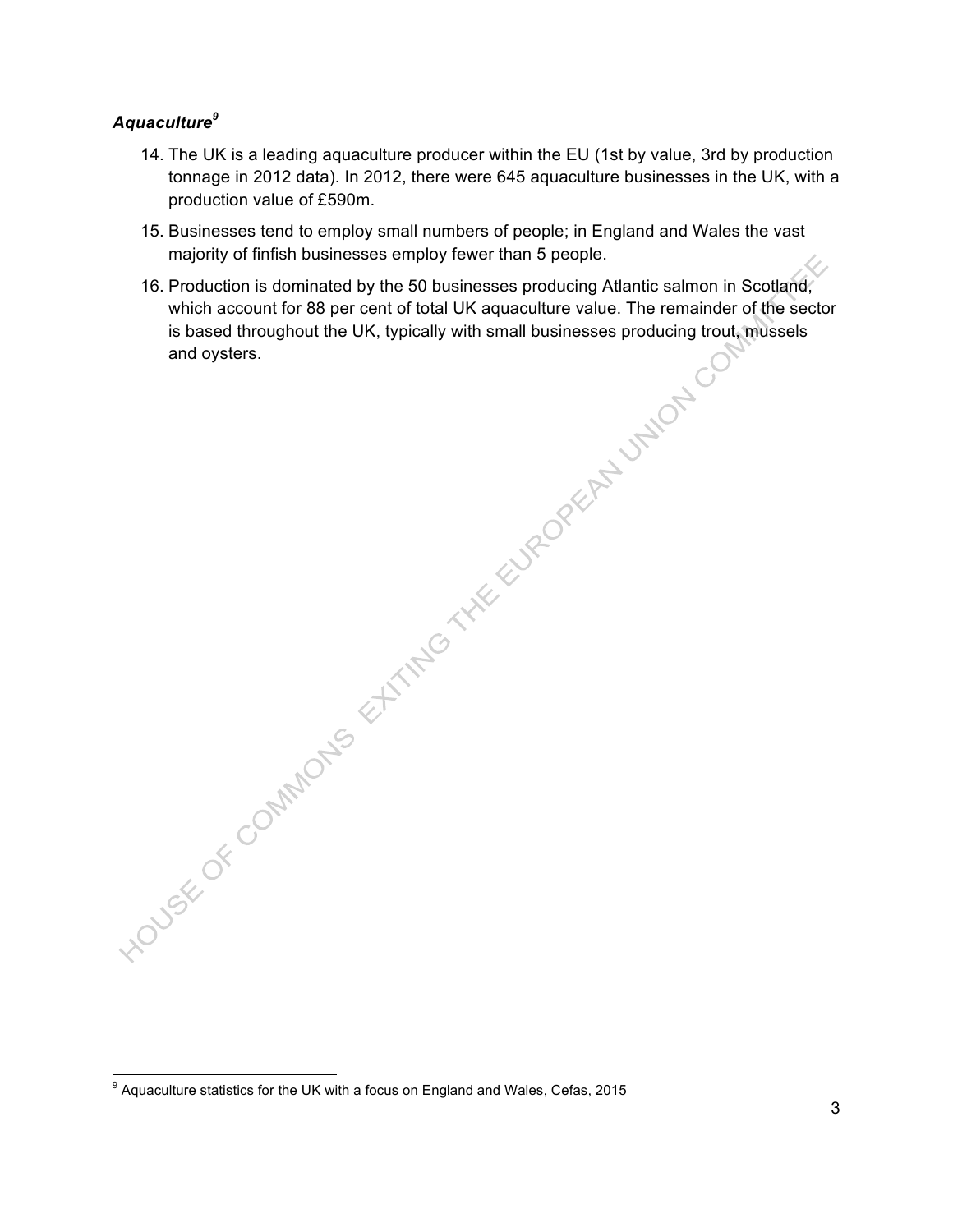### *Aquaculture*[9]

14. The UK is a leading aquaculture producer within the EU (1st by value, 3rd by production tonnage in 2012 data). In 2012, there were 645 aquaculture businesses in the UK, with a production value of £590m.
15. Businesses tend to employ small numbers of people; in England and Wales the vast majority of finfish businesses employ fewer than 5 people.
16. Production is dominated by the 50 businesses producing Atlantic salmon in Scotland, which account for 88 per cent of total UK aquaculture value. The remainder of the sector is based throughout the UK, typically with small businesses producing trout, mussels and oysters.

[9] Aquaculture statistics for the UK with a focus on England and Wales, Cefas, 2015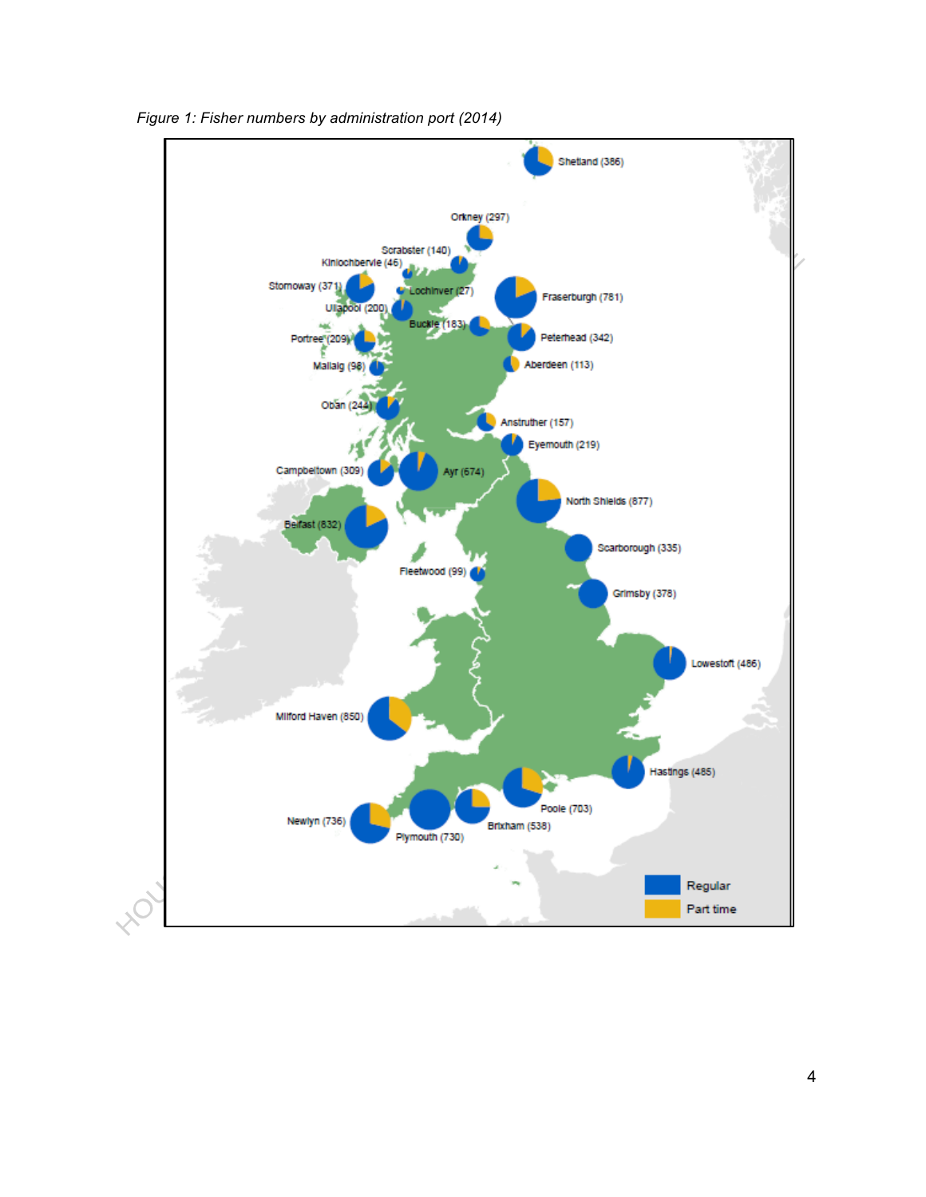*Figure 1: Fisher numbers by administration port (2014)*

Shetland (386)

Orkney (297)

Scrabster (140)

Kinlochbervie (46)

Stornoway (371)

Lochinver (27)

Fraserburgh (781)

Ullapool (200)

Buckie (183)

Peterhead (342)

Portree (209)

Mallaig (98)

Aberdeen (113)

Oban (244)

Anstruther (157)

Eyemouth (219)

Campbeltown (309)

Ayr (674)

North Shields (877)

Belfast (832)

Scarborough (335)

Fleetwood (99)

Grimsby (378)

Lowestoft (486)

Milford Haven (850)

Hastings (485)

Poole (703)

Newlyn (736)

Plymouth (730)

Brixham (538)

Regular

Part time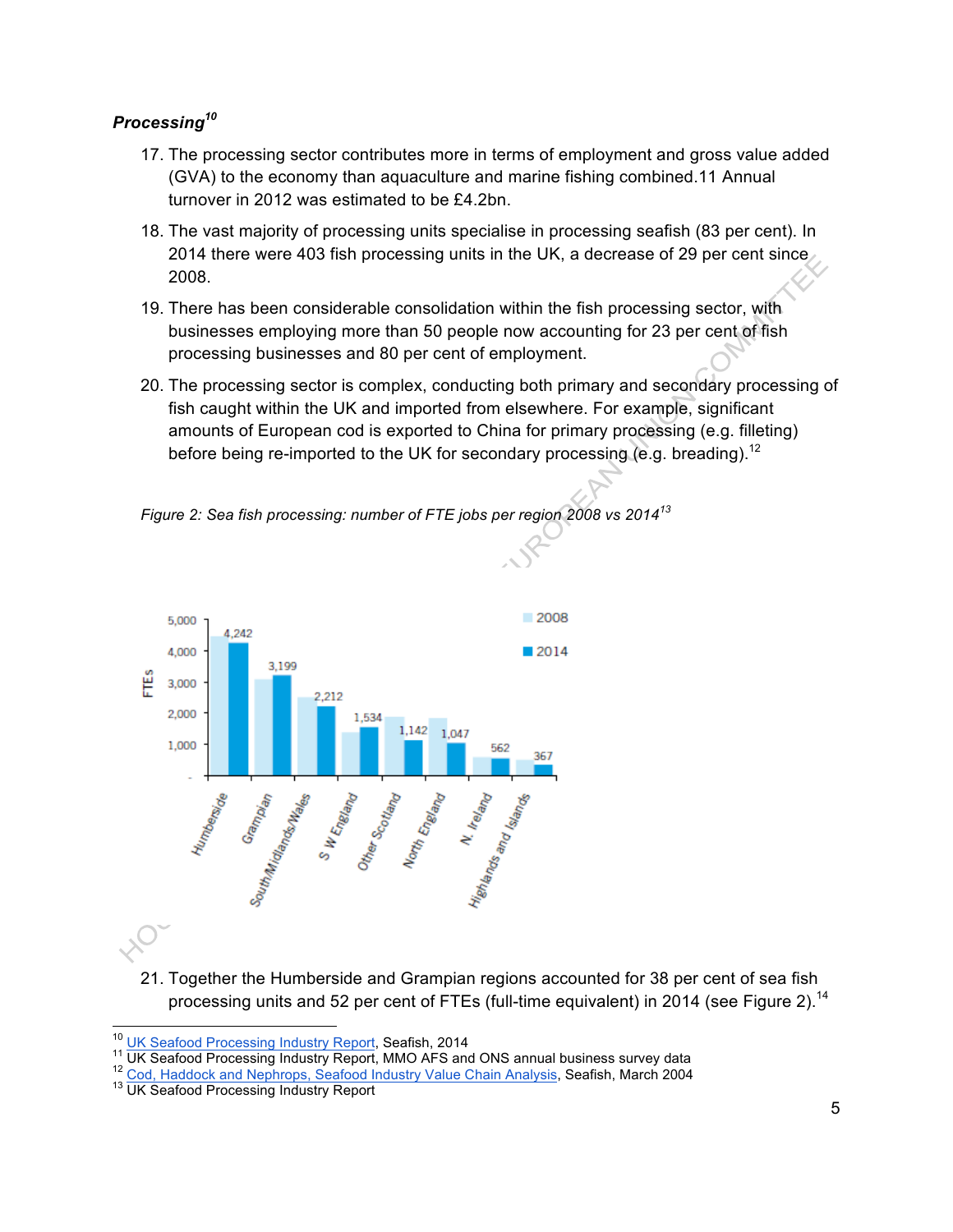### *Processing*[10]

17. The processing sector contributes more in terms of employment and gross value added (GVA) to the economy than aquaculture and marine fishing combined.11 Annual turnover in 2012 was estimated to be £4.2bn.

18. The vast majority of processing units specialise in processing seafish (83 per cent). In 2014 there were 403 fish processing units in the UK, a decrease of 29 per cent since 2008.

19. There has been considerable consolidation within the fish processing sector, with businesses employing more than 50 people now accounting for 23 per cent of fish processing businesses and 80 per cent of employment.

20. The processing sector is complex, conducting both primary and secondary processing of fish caught within the UK and imported from elsewhere. For example, significant amounts of European cod is exported to China for primary processing (e.g. filleting) before being re-imported to the UK for secondary processing (e.g. breading).[12]

*Figure 2: Sea fish processing: number of FTE jobs per region 2008 vs 2014*[13]

21. Together the Humberside and Grampian regions accounted for 38 per cent of sea fish processing units and 52 per cent of FTEs (full-time equivalent) in 2014 (see Figure 2).[14]

---

[10] UK Seafood Processing Industry Report, Seafish, 2014
[11] UK Seafood Processing Industry Report, MMO AFS and ONS annual business survey data
[12] Cod, Haddock and Nephrops, Seafood Industry Value Chain Analysis, Seafish, March 2004
[13] UK Seafood Processing Industry Report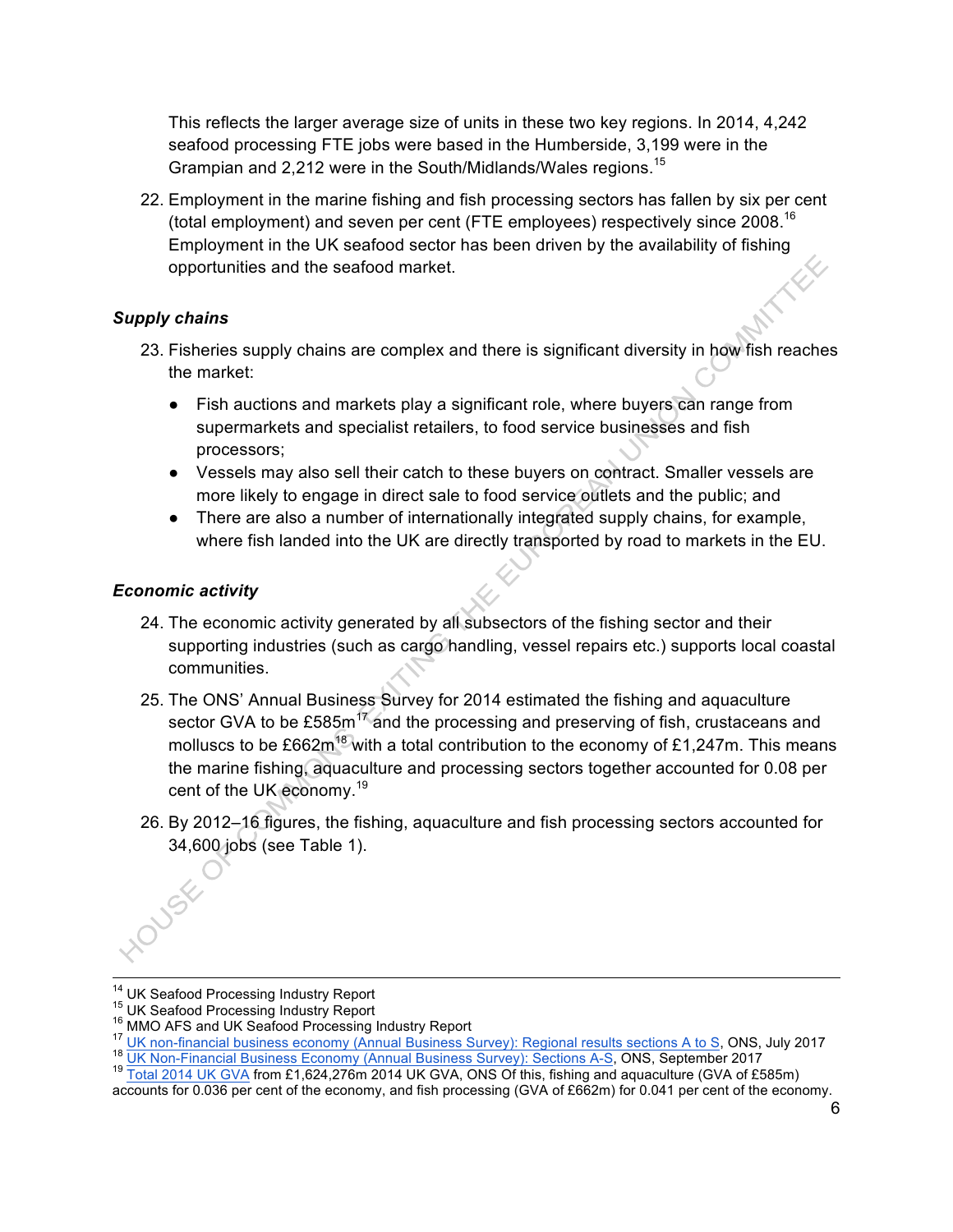This reflects the larger average size of units in these two key regions. In 2014, 4,242 seafood processing FTE jobs were based in the Humberside, 3,199 were in the Grampian and 2,212 were in the South/Midlands/Wales regions.[15]

22. Employment in the marine fishing and fish processing sectors has fallen by six per cent (total employment) and seven per cent (FTE employees) respectively since 2008.[16] Employment in the UK seafood sector has been driven by the availability of fishing opportunities and the seafood market.

### *Supply chains*

23. Fisheries supply chains are complex and there is significant diversity in how fish reaches the market:

    - Fish auctions and markets play a significant role, where buyers can range from supermarkets and specialist retailers, to food service businesses and fish processors;
    - Vessels may also sell their catch to these buyers on contract. Smaller vessels are more likely to engage in direct sale to food service outlets and the public; and
    - There are also a number of internationally integrated supply chains, for example, where fish landed into the UK are directly transported by road to markets in the EU.

### *Economic activity*

24. The economic activity generated by all subsectors of the fishing sector and their supporting industries (such as cargo handling, vessel repairs etc.) supports local coastal communities.

25. The ONS' Annual Business Survey for 2014 estimated the fishing and aquaculture sector GVA to be £585m[17] and the processing and preserving of fish, crustaceans and molluscs to be £662m[18] with a total contribution to the economy of £1,247m. This means the marine fishing, aquaculture and processing sectors together accounted for 0.08 per cent of the UK economy.[19]

26. By 2012–16 figures, the fishing, aquaculture and fish processing sectors accounted for 34,600 jobs (see Table 1).

---

[14] UK Seafood Processing Industry Report
[15] UK Seafood Processing Industry Report
[16] MMO AFS and UK Seafood Processing Industry Report
[17] UK non-financial business economy (Annual Business Survey): Regional results sections A to S, ONS, July 2017
[18] UK Non-Financial Business Economy (Annual Business Survey): Sections A-S, ONS, September 2017
[19] Total 2014 UK GVA from £1,624,276m 2014 UK GVA, ONS Of this, fishing and aquaculture (GVA of £585m) accounts for 0.036 per cent of the economy, and fish processing (GVA of £662m) for 0.041 per cent of the economy.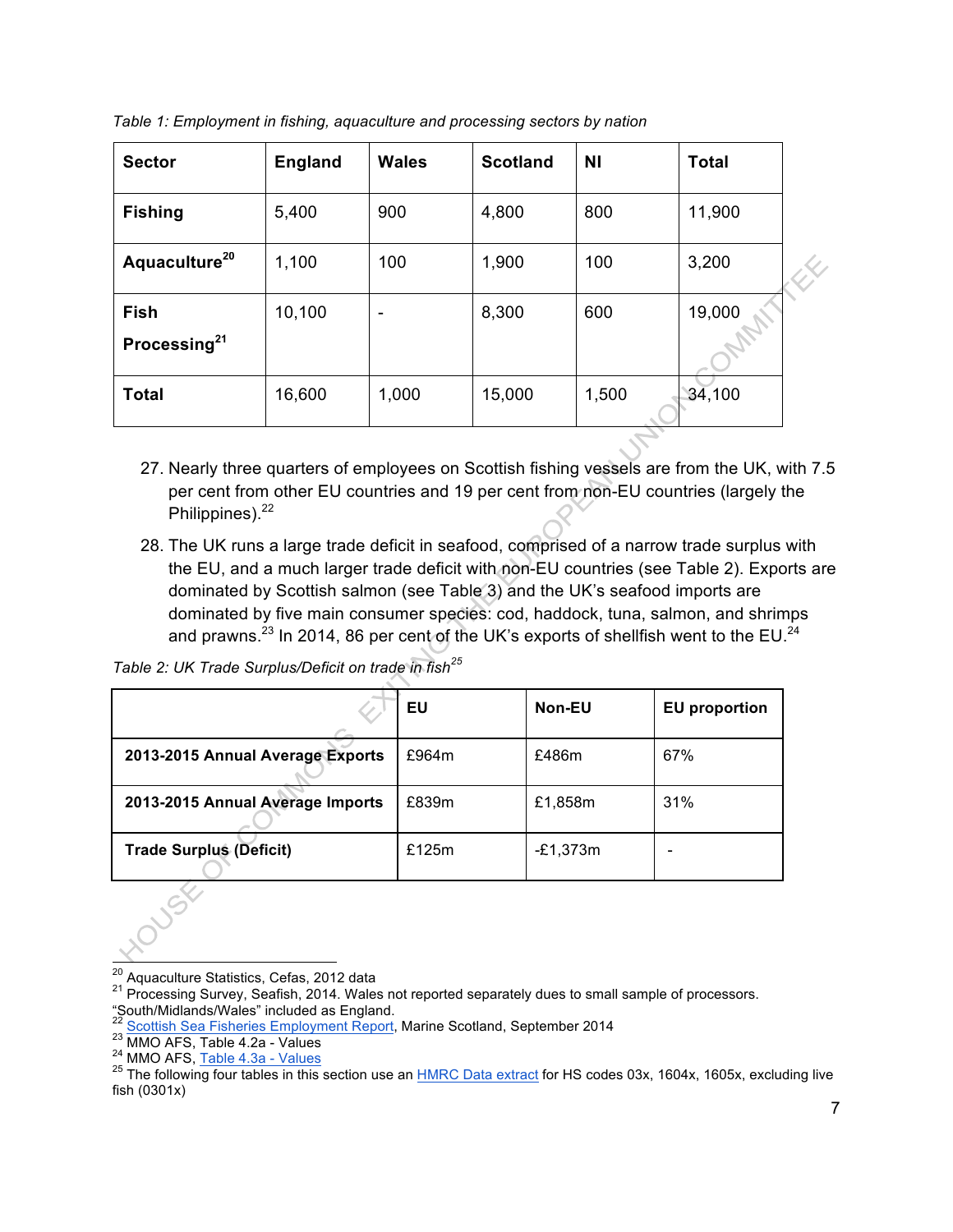*Table 1: Employment in fishing, aquaculture and processing sectors by nation*

| Sector | England | Wales | Scotland | NI | Total |
|---|---|---|---|---|---|
| **Fishing** | 5,400 | 900 | 4,800 | 800 | 11,900 |
| **Aquaculture**[20] | 1,100 | 100 | 1,900 | 100 | 3,200 |
| **Fish Processing**[21] | 10,100 | - | 8,300 | 600 | 19,000 |
| **Total** | 16,600 | 1,000 | 15,000 | 1,500 | 34,100 |

27. Nearly three quarters of employees on Scottish fishing vessels are from the UK, with 7.5 per cent from other EU countries and 19 per cent from non-EU countries (largely the Philippines).[22]

28. The UK runs a large trade deficit in seafood, comprised of a narrow trade surplus with the EU, and a much larger trade deficit with non-EU countries (see Table 2). Exports are dominated by Scottish salmon (see Table 3) and the UK's seafood imports are dominated by five main consumer species: cod, haddock, tuna, salmon, and shrimps and prawns.[23] In 2014, 86 per cent of the UK's exports of shellfish went to the EU.[24]

*Table 2: UK Trade Surplus/Deficit on trade in fish*[25]

| | EU | Non-EU | EU proportion |
|---|---|---|---|
| **2013-2015 Annual Average Exports** | £964m | £486m | 67% |
| **2013-2015 Annual Average Imports** | £839m | £1,858m | 31% |
| **Trade Surplus (Deficit)** | £125m | -£1,373m | - |

---

[20] Aquaculture Statistics, Cefas, 2012 data

[21] Processing Survey, Seafish, 2014. Wales not reported separately dues to small sample of processors. "South/Midlands/Wales" included as England.

[22] Scottish Sea Fisheries Employment Report, Marine Scotland, September 2014

[23] MMO AFS, Table 4.2a - Values

[24] MMO AFS, Table 4.3a - Values

[25] The following four tables in this section use an HMRC Data extract for HS codes 03x, 1604x, 1605x, excluding live fish (0301x)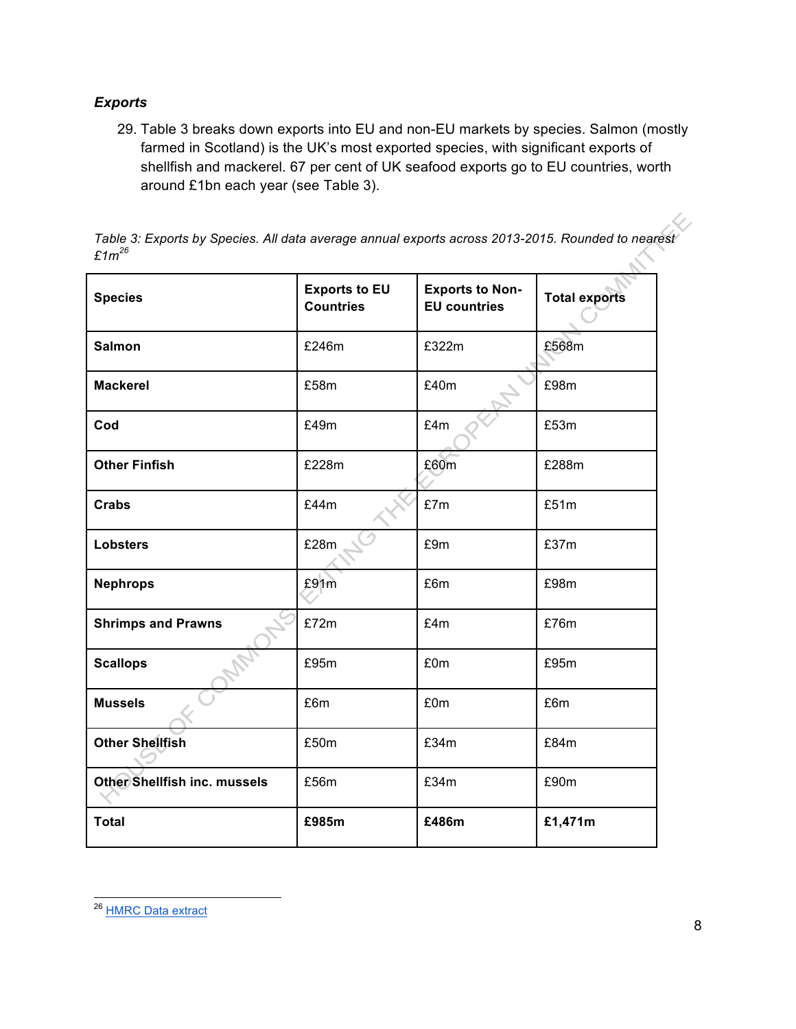### *Exports*

29. Table 3 breaks down exports into EU and non-EU markets by species. Salmon (mostly farmed in Scotland) is the UK's most exported species, with significant exports of shellfish and mackerel. 67 per cent of UK seafood exports go to EU countries, worth around £1bn each year (see Table 3).

*Table 3: Exports by Species. All data average annual exports across 2013-2015. Rounded to nearest £1m*[26]

| Species | Exports to EU Countries | Exports to Non-EU countries | Total exports |
|---|---|---|---|
| **Salmon** | £246m | £322m | £568m |
| **Mackerel** | £58m | £40m | £98m |
| **Cod** | £49m | £4m | £53m |
| **Other Finfish** | £228m | £60m | £288m |
| **Crabs** | £44m | £7m | £51m |
| **Lobsters** | £28m | £9m | £37m |
| **Nephrops** | £91m | £6m | £98m |
| **Shrimps and Prawns** | £72m | £4m | £76m |
| **Scallops** | £95m | £0m | £95m |
| **Mussels** | £6m | £0m | £6m |
| **Other Shellfish** | £50m | £34m | £84m |
| **Other Shellfish inc. mussels** | £56m | £34m | £90m |
| **Total** | **£985m** | **£486m** | **£1,471m** |

[26] HMRC Data extract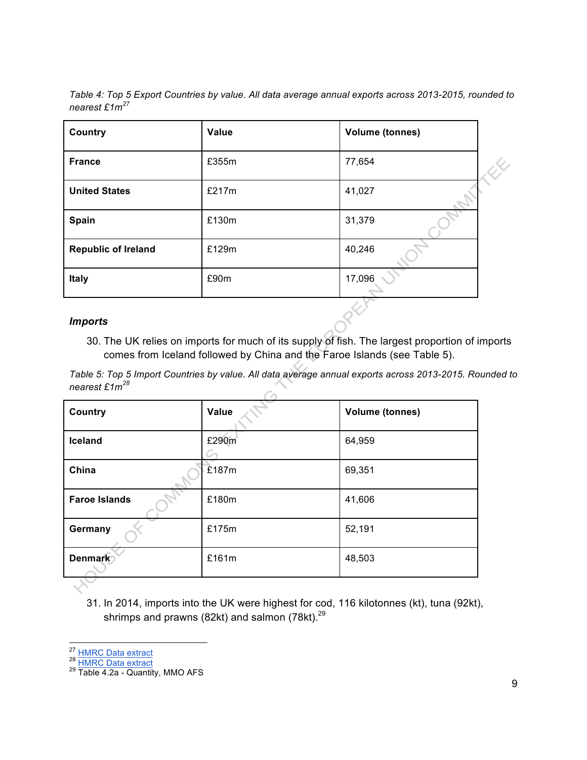*Table 4: Top 5 Export Countries by value. All data average annual exports across 2013-2015, rounded to nearest £1m*[27]

| Country | Value | Volume (tonnes) |
|---|---|---|
| **France** | £355m | 77,654 |
| **United States** | £217m | 41,027 |
| **Spain** | £130m | 31,379 |
| **Republic of Ireland** | £129m | 40,246 |
| **Italy** | £90m | 17,096 |

***Imports***

30. The UK relies on imports for much of its supply of fish. The largest proportion of imports comes from Iceland followed by China and the Faroe Islands (see Table 5).

*Table 5: Top 5 Import Countries by value. All data average annual exports across 2013-2015. Rounded to nearest £1m*[28]

| Country | Value | Volume (tonnes) |
|---|---|---|
| **Iceland** | £290m | 64,959 |
| **China** | £187m | 69,351 |
| **Faroe Islands** | £180m | 41,606 |
| **Germany** | £175m | 52,191 |
| **Denmark** | £161m | 48,503 |

31. In 2014, imports into the UK were highest for cod, 116 kilotonnes (kt), tuna (92kt), shrimps and prawns (82kt) and salmon (78kt).[29]

---

[27] HMRC Data extract
[28] HMRC Data extract
[29] Table 4.2a - Quantity, MMO AFS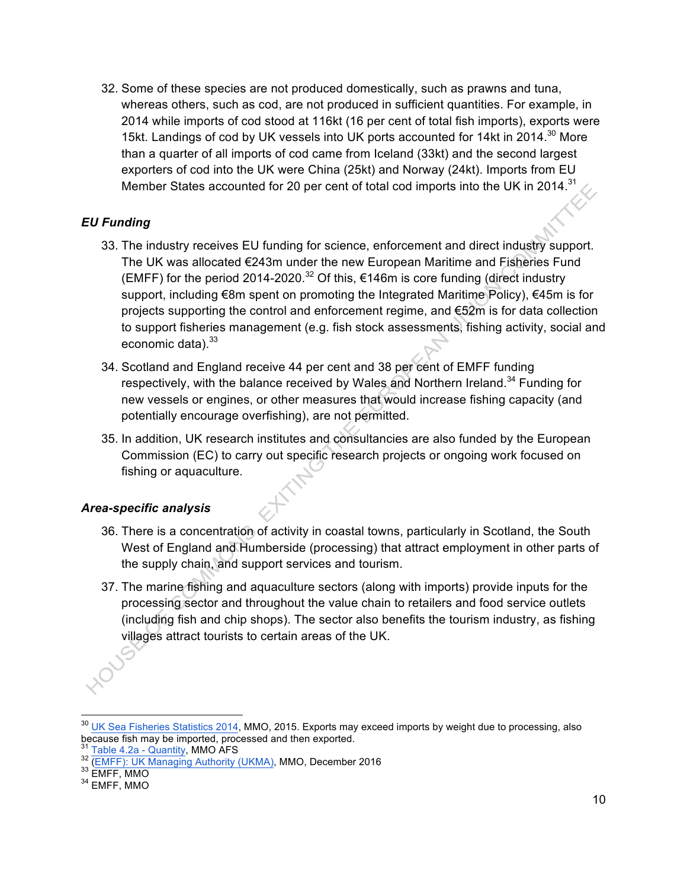32. Some of these species are not produced domestically, such as prawns and tuna, whereas others, such as cod, are not produced in sufficient quantities. For example, in 2014 while imports of cod stood at 116kt (16 per cent of total fish imports), exports were 15kt. Landings of cod by UK vessels into UK ports accounted for 14kt in 2014.[30] More than a quarter of all imports of cod came from Iceland (33kt) and the second largest exporters of cod into the UK were China (25kt) and Norway (24kt). Imports from EU Member States accounted for 20 per cent of total cod imports into the UK in 2014.[31]

### *EU Funding*

33. The industry receives EU funding for science, enforcement and direct industry support. The UK was allocated €243m under the new European Maritime and Fisheries Fund (EMFF) for the period 2014-2020.[32] Of this, €146m is core funding (direct industry support, including €8m spent on promoting the Integrated Maritime Policy), €45m is for projects supporting the control and enforcement regime, and €52m is for data collection to support fisheries management (e.g. fish stock assessments, fishing activity, social and economic data).[33]

34. Scotland and England receive 44 per cent and 38 per cent of EMFF funding respectively, with the balance received by Wales and Northern Ireland.[34] Funding for new vessels or engines, or other measures that would increase fishing capacity (and potentially encourage overfishing), are not permitted.

35. In addition, UK research institutes and consultancies are also funded by the European Commission (EC) to carry out specific research projects or ongoing work focused on fishing or aquaculture.

### *Area-specific analysis*

36. There is a concentration of activity in coastal towns, particularly in Scotland, the South West of England and Humberside (processing) that attract employment in other parts of the supply chain, and support services and tourism.

37. The marine fishing and aquaculture sectors (along with imports) provide inputs for the processing sector and throughout the value chain to retailers and food service outlets (including fish and chip shops). The sector also benefits the tourism industry, as fishing villages attract tourists to certain areas of the UK.

---

[30] UK Sea Fisheries Statistics 2014, MMO, 2015. Exports may exceed imports by weight due to processing, also because fish may be imported, processed and then exported.

[31] Table 4.2a - Quantity, MMO AFS

[32] (EMFF): UK Managing Authority (UKMA), MMO, December 2016

[33] EMFF, MMO

[34] EMFF, MMO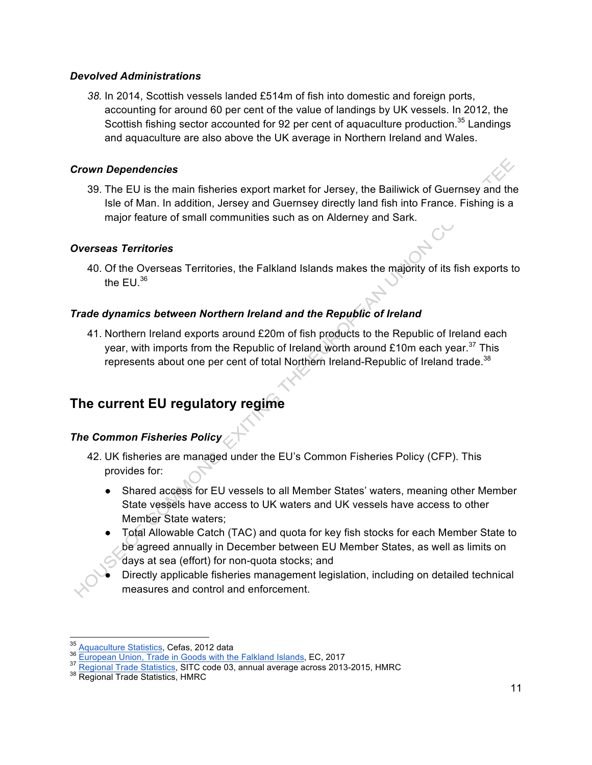### *Devolved Administrations*

38. In 2014, Scottish vessels landed £514m of fish into domestic and foreign ports, accounting for around 60 per cent of the value of landings by UK vessels. In 2012, the Scottish fishing sector accounted for 92 per cent of aquaculture production.[35] Landings and aquaculture are also above the UK average in Northern Ireland and Wales.

### *Crown Dependencies*

39. The EU is the main fisheries export market for Jersey, the Bailiwick of Guernsey and the Isle of Man. In addition, Jersey and Guernsey directly land fish into France. Fishing is a major feature of small communities such as on Alderney and Sark.

### *Overseas Territories*

40. Of the Overseas Territories, the Falkland Islands makes the majority of its fish exports to the EU.[36]

### *Trade dynamics between Northern Ireland and the Republic of Ireland*

41. Northern Ireland exports around £20m of fish products to the Republic of Ireland each year, with imports from the Republic of Ireland worth around £10m each year.[37] This represents about one per cent of total Northern Ireland-Republic of Ireland trade.[38]

## The current EU regulatory regime

### *The Common Fisheries Policy*

42. UK fisheries are managed under the EU's Common Fisheries Policy (CFP). This provides for:
    - Shared access for EU vessels to all Member States' waters, meaning other Member State vessels have access to UK waters and UK vessels have access to other Member State waters;
    - Total Allowable Catch (TAC) and quota for key fish stocks for each Member State to be agreed annually in December between EU Member States, as well as limits on days at sea (effort) for non-quota stocks; and
    - Directly applicable fisheries management legislation, including on detailed technical measures and control and enforcement.

---

[35] Aquaculture Statistics, Cefas, 2012 data
[36] European Union, Trade in Goods with the Falkland Islands, EC, 2017
[37] Regional Trade Statistics, SITC code 03, annual average across 2013-2015, HMRC
[38] Regional Trade Statistics, HMRC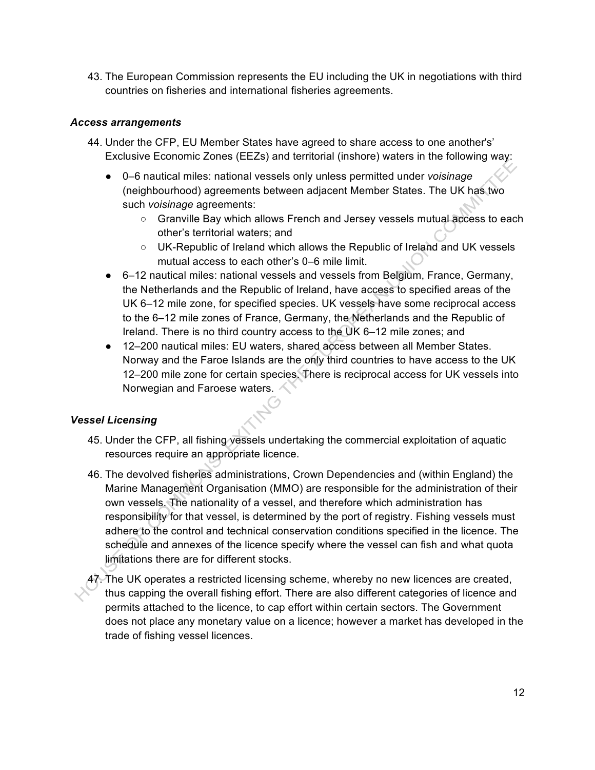43. The European Commission represents the EU including the UK in negotiations with third countries on fisheries and international fisheries agreements.

### *Access arrangements*

44. Under the CFP, EU Member States have agreed to share access to one another's' Exclusive Economic Zones (EEZs) and territorial (inshore) waters in the following way:
    - 0–6 nautical miles: national vessels only unless permitted under *voisinage* (neighbourhood) agreements between adjacent Member States. The UK has two such *voisinage* agreements:
        - Granville Bay which allows French and Jersey vessels mutual access to each other's territorial waters; and
        - UK-Republic of Ireland which allows the Republic of Ireland and UK vessels mutual access to each other's 0–6 mile limit.
    - 6–12 nautical miles: national vessels and vessels from Belgium, France, Germany, the Netherlands and the Republic of Ireland, have access to specified areas of the UK 6–12 mile zone, for specified species. UK vessels have some reciprocal access to the 6–12 mile zones of France, Germany, the Netherlands and the Republic of Ireland. There is no third country access to the UK 6–12 mile zones; and
    - 12–200 nautical miles: EU waters, shared access between all Member States. Norway and the Faroe Islands are the only third countries to have access to the UK 12–200 mile zone for certain species. There is reciprocal access for UK vessels into Norwegian and Faroese waters.

### *Vessel Licensing*

45. Under the CFP, all fishing vessels undertaking the commercial exploitation of aquatic resources require an appropriate licence.

46. The devolved fisheries administrations, Crown Dependencies and (within England) the Marine Management Organisation (MMO) are responsible for the administration of their own vessels. The nationality of a vessel, and therefore which administration has responsibility for that vessel, is determined by the port of registry. Fishing vessels must adhere to the control and technical conservation conditions specified in the licence. The schedule and annexes of the licence specify where the vessel can fish and what quota limitations there are for different stocks.

47. The UK operates a restricted licensing scheme, whereby no new licences are created, thus capping the overall fishing effort. There are also different categories of licence and permits attached to the licence, to cap effort within certain sectors. The Government does not place any monetary value on a licence; however a market has developed in the trade of fishing vessel licences.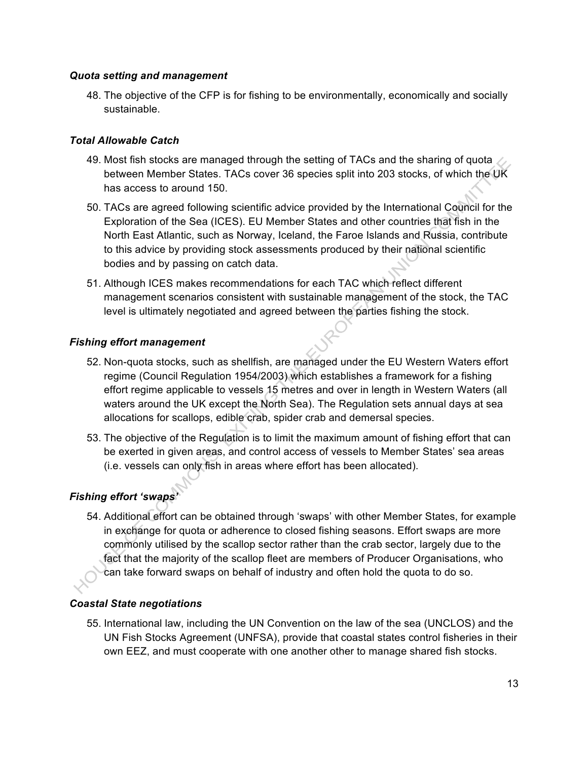### *Quota setting and management*

48. The objective of the CFP is for fishing to be environmentally, economically and socially sustainable.

### *Total Allowable Catch*

49. Most fish stocks are managed through the setting of TACs and the sharing of quota between Member States. TACs cover 36 species split into 203 stocks, of which the UK has access to around 150.

50. TACs are agreed following scientific advice provided by the International Council for the Exploration of the Sea (ICES). EU Member States and other countries that fish in the North East Atlantic, such as Norway, Iceland, the Faroe Islands and Russia, contribute to this advice by providing stock assessments produced by their national scientific bodies and by passing on catch data.

51. Although ICES makes recommendations for each TAC which reflect different management scenarios consistent with sustainable management of the stock, the TAC level is ultimately negotiated and agreed between the parties fishing the stock.

### *Fishing effort management*

52. Non-quota stocks, such as shellfish, are managed under the EU Western Waters effort regime (Council Regulation 1954/2003) which establishes a framework for a fishing effort regime applicable to vessels 15 metres and over in length in Western Waters (all waters around the UK except the North Sea). The Regulation sets annual days at sea allocations for scallops, edible crab, spider crab and demersal species.

53. The objective of the Regulation is to limit the maximum amount of fishing effort that can be exerted in given areas, and control access of vessels to Member States' sea areas (i.e. vessels can only fish in areas where effort has been allocated).

### *Fishing effort 'swaps'*

54. Additional effort can be obtained through 'swaps' with other Member States, for example in exchange for quota or adherence to closed fishing seasons. Effort swaps are more commonly utilised by the scallop sector rather than the crab sector, largely due to the fact that the majority of the scallop fleet are members of Producer Organisations, who can take forward swaps on behalf of industry and often hold the quota to do so.

### *Coastal State negotiations*

55. International law, including the UN Convention on the law of the sea (UNCLOS) and the UN Fish Stocks Agreement (UNFSA), provide that coastal states control fisheries in their own EEZ, and must cooperate with one another other to manage shared fish stocks.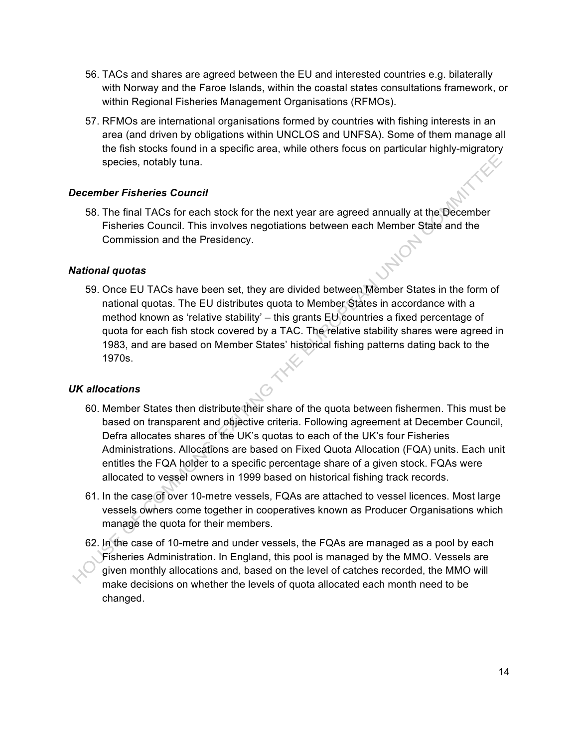56. TACs and shares are agreed between the EU and interested countries e.g. bilaterally with Norway and the Faroe Islands, within the coastal states consultations framework, or within Regional Fisheries Management Organisations (RFMOs).

57. RFMOs are international organisations formed by countries with fishing interests in an area (and driven by obligations within UNCLOS and UNFSA). Some of them manage all the fish stocks found in a specific area, while others focus on particular highly-migratory species, notably tuna.

### *December Fisheries Council*

58. The final TACs for each stock for the next year are agreed annually at the December Fisheries Council. This involves negotiations between each Member State and the Commission and the Presidency.

### *National quotas*

59. Once EU TACs have been set, they are divided between Member States in the form of national quotas. The EU distributes quota to Member States in accordance with a method known as 'relative stability' – this grants EU countries a fixed percentage of quota for each fish stock covered by a TAC. The relative stability shares were agreed in 1983, and are based on Member States' historical fishing patterns dating back to the 1970s.

### *UK allocations*

60. Member States then distribute their share of the quota between fishermen. This must be based on transparent and objective criteria. Following agreement at December Council, Defra allocates shares of the UK's quotas to each of the UK's four Fisheries Administrations. Allocations are based on Fixed Quota Allocation (FQA) units. Each unit entitles the FQA holder to a specific percentage share of a given stock. FQAs were allocated to vessel owners in 1999 based on historical fishing track records.

61. In the case of over 10-metre vessels, FQAs are attached to vessel licences. Most large vessels owners come together in cooperatives known as Producer Organisations which manage the quota for their members.

62. In the case of 10-metre and under vessels, the FQAs are managed as a pool by each Fisheries Administration. In England, this pool is managed by the MMO. Vessels are given monthly allocations and, based on the level of catches recorded, the MMO will make decisions on whether the levels of quota allocated each month need to be changed.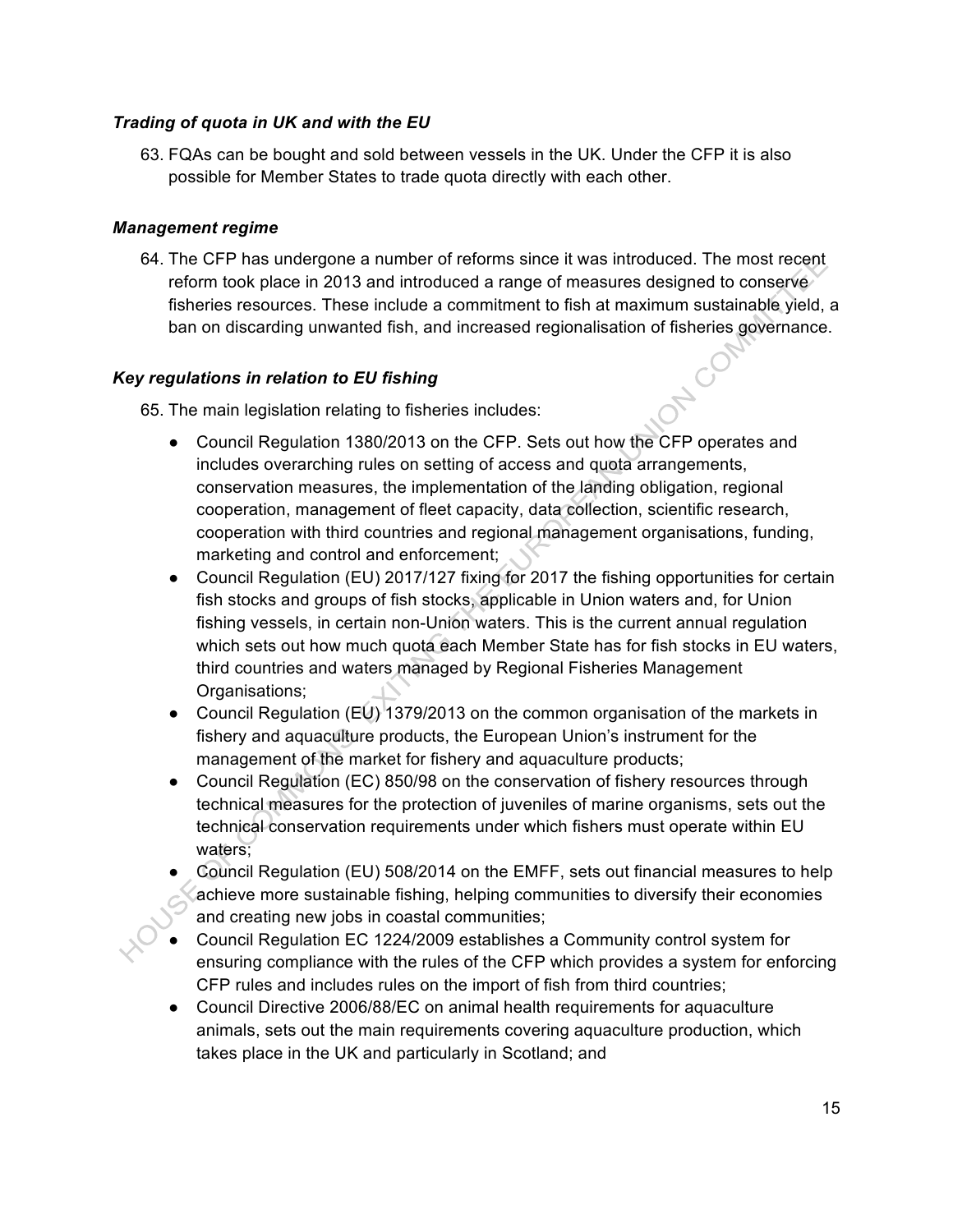### *Trading of quota in UK and with the EU*

63. FQAs can be bought and sold between vessels in the UK. Under the CFP it is also possible for Member States to trade quota directly with each other.

### *Management regime*

64. The CFP has undergone a number of reforms since it was introduced. The most recent reform took place in 2013 and introduced a range of measures designed to conserve fisheries resources. These include a commitment to fish at maximum sustainable yield, a ban on discarding unwanted fish, and increased regionalisation of fisheries governance.

### *Key regulations in relation to EU fishing*

65. The main legislation relating to fisheries includes:

- Council Regulation 1380/2013 on the CFP. Sets out how the CFP operates and includes overarching rules on setting of access and quota arrangements, conservation measures, the implementation of the landing obligation, regional cooperation, management of fleet capacity, data collection, scientific research, cooperation with third countries and regional management organisations, funding, marketing and control and enforcement;
- Council Regulation (EU) 2017/127 fixing for 2017 the fishing opportunities for certain fish stocks and groups of fish stocks, applicable in Union waters and, for Union fishing vessels, in certain non-Union waters. This is the current annual regulation which sets out how much quota each Member State has for fish stocks in EU waters, third countries and waters managed by Regional Fisheries Management Organisations;
- Council Regulation (EU) 1379/2013 on the common organisation of the markets in fishery and aquaculture products, the European Union's instrument for the management of the market for fishery and aquaculture products;
- Council Regulation (EC) 850/98 on the conservation of fishery resources through technical measures for the protection of juveniles of marine organisms, sets out the technical conservation requirements under which fishers must operate within EU waters;
- Council Regulation (EU) 508/2014 on the EMFF, sets out financial measures to help achieve more sustainable fishing, helping communities to diversify their economies and creating new jobs in coastal communities;
- Council Regulation EC 1224/2009 establishes a Community control system for ensuring compliance with the rules of the CFP which provides a system for enforcing CFP rules and includes rules on the import of fish from third countries;
- Council Directive 2006/88/EC on animal health requirements for aquaculture animals, sets out the main requirements covering aquaculture production, which takes place in the UK and particularly in Scotland; and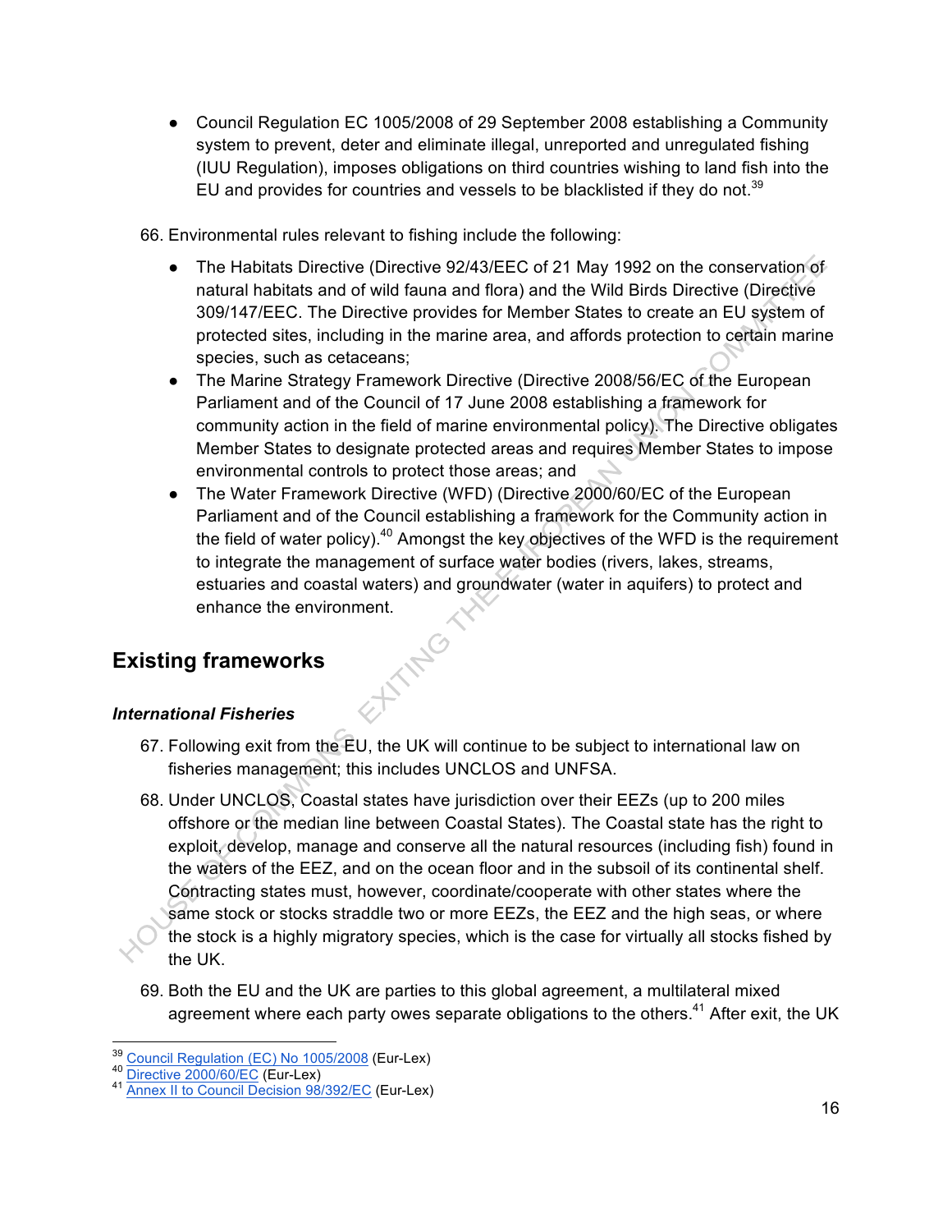- Council Regulation EC 1005/2008 of 29 September 2008 establishing a Community system to prevent, deter and eliminate illegal, unreported and unregulated fishing (IUU Regulation), imposes obligations on third countries wishing to land fish into the EU and provides for countries and vessels to be blacklisted if they do not.[39]

66. Environmental rules relevant to fishing include the following:

- The Habitats Directive (Directive 92/43/EEC of 21 May 1992 on the conservation of natural habitats and of wild fauna and flora) and the Wild Birds Directive (Directive 309/147/EEC. The Directive provides for Member States to create an EU system of protected sites, including in the marine area, and affords protection to certain marine species, such as cetaceans;
- The Marine Strategy Framework Directive (Directive 2008/56/EC of the European Parliament and of the Council of 17 June 2008 establishing a framework for community action in the field of marine environmental policy). The Directive obligates Member States to designate protected areas and requires Member States to impose environmental controls to protect those areas; and
- The Water Framework Directive (WFD) (Directive 2000/60/EC of the European Parliament and of the Council establishing a framework for the Community action in the field of water policy).[40] Amongst the key objectives of the WFD is the requirement to integrate the management of surface water bodies (rivers, lakes, streams, estuaries and coastal waters) and groundwater (water in aquifers) to protect and enhance the environment.

## Existing frameworks

### *International Fisheries*

67. Following exit from the EU, the UK will continue to be subject to international law on fisheries management; this includes UNCLOS and UNFSA.

68. Under UNCLOS, Coastal states have jurisdiction over their EEZs (up to 200 miles offshore or the median line between Coastal States). The Coastal state has the right to exploit, develop, manage and conserve all the natural resources (including fish) found in the waters of the EEZ, and on the ocean floor and in the subsoil of its continental shelf. Contracting states must, however, coordinate/cooperate with other states where the same stock or stocks straddle two or more EEZs, the EEZ and the high seas, or where the stock is a highly migratory species, which is the case for virtually all stocks fished by the UK.

69. Both the EU and the UK are parties to this global agreement, a multilateral mixed agreement where each party owes separate obligations to the others.[41] After exit, the UK

---

[39] Council Regulation (EC) No 1005/2008 (Eur-Lex)
[40] Directive 2000/60/EC (Eur-Lex)
[41] Annex II to Council Decision 98/392/EC (Eur-Lex)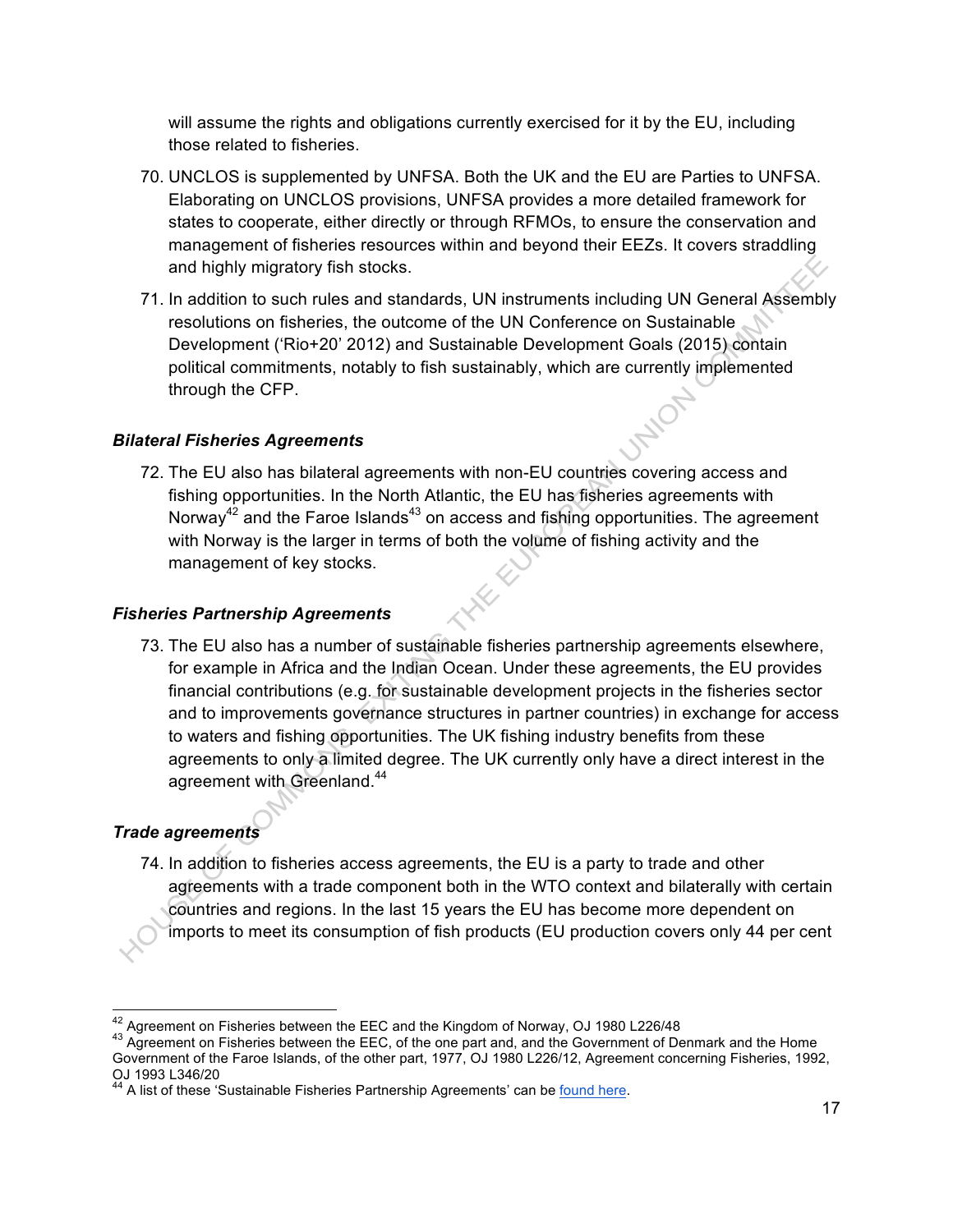will assume the rights and obligations currently exercised for it by the EU, including those related to fisheries.

70. UNCLOS is supplemented by UNFSA. Both the UK and the EU are Parties to UNFSA. Elaborating on UNCLOS provisions, UNFSA provides a more detailed framework for states to cooperate, either directly or through RFMOs, to ensure the conservation and management of fisheries resources within and beyond their EEZs. It covers straddling and highly migratory fish stocks.

71. In addition to such rules and standards, UN instruments including UN General Assembly resolutions on fisheries, the outcome of the UN Conference on Sustainable Development ('Rio+20' 2012) and Sustainable Development Goals (2015) contain political commitments, notably to fish sustainably, which are currently implemented through the CFP.

### *Bilateral Fisheries Agreements*

72. The EU also has bilateral agreements with non-EU countries covering access and fishing opportunities. In the North Atlantic, the EU has fisheries agreements with Norway[42] and the Faroe Islands[43] on access and fishing opportunities. The agreement with Norway is the larger in terms of both the volume of fishing activity and the management of key stocks.

### *Fisheries Partnership Agreements*

73. The EU also has a number of sustainable fisheries partnership agreements elsewhere, for example in Africa and the Indian Ocean. Under these agreements, the EU provides financial contributions (e.g. for sustainable development projects in the fisheries sector and to improvements governance structures in partner countries) in exchange for access to waters and fishing opportunities. The UK fishing industry benefits from these agreements to only a limited degree. The UK currently only have a direct interest in the agreement with Greenland.[44]

### *Trade agreements*

74. In addition to fisheries access agreements, the EU is a party to trade and other agreements with a trade component both in the WTO context and bilaterally with certain countries and regions. In the last 15 years the EU has become more dependent on imports to meet its consumption of fish products (EU production covers only 44 per cent

---

[42] Agreement on Fisheries between the EEC and the Kingdom of Norway, OJ 1980 L226/48

[43] Agreement on Fisheries between the EEC, of the one part and, and the Government of Denmark and the Home Government of the Faroe Islands, of the other part, 1977, OJ 1980 L226/12, Agreement concerning Fisheries, 1992, OJ 1993 L346/20

[44] A list of these 'Sustainable Fisheries Partnership Agreements' can be found here.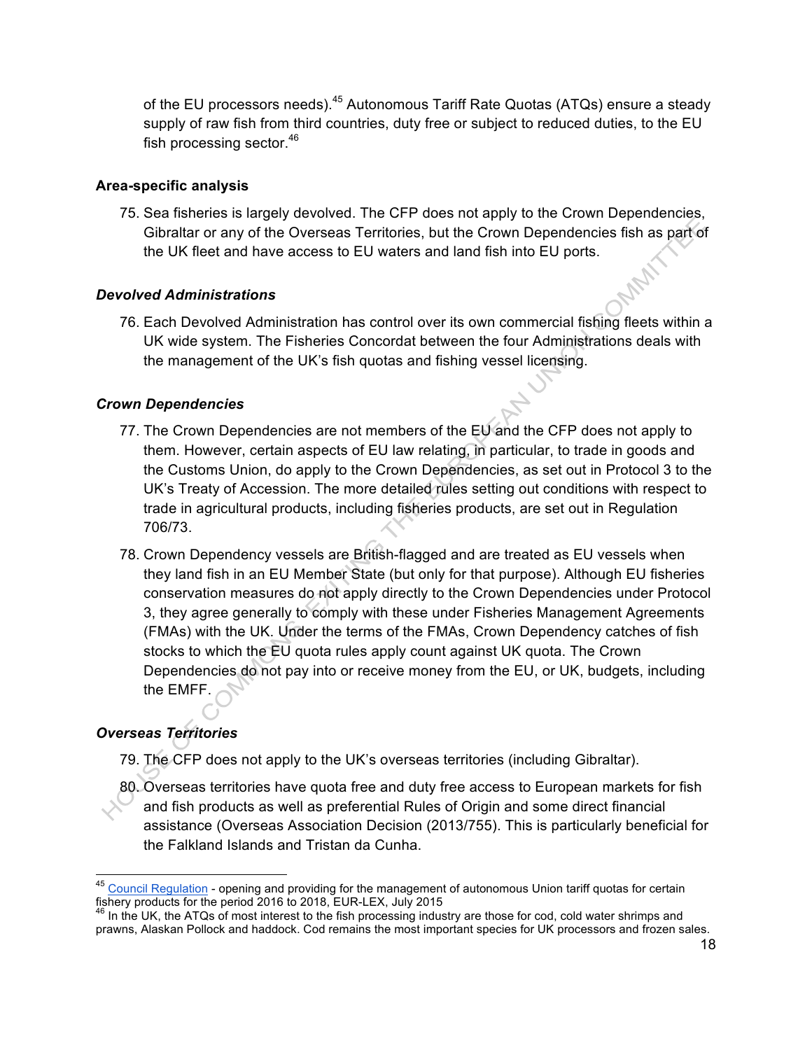of the EU processors needs).[45] Autonomous Tariff Rate Quotas (ATQs) ensure a steady supply of raw fish from third countries, duty free or subject to reduced duties, to the EU fish processing sector.[46]

**Area-specific analysis**

75. Sea fisheries is largely devolved. The CFP does not apply to the Crown Dependencies, Gibraltar or any of the Overseas Territories, but the Crown Dependencies fish as part of the UK fleet and have access to EU waters and land fish into EU ports.

***Devolved Administrations***

76. Each Devolved Administration has control over its own commercial fishing fleets within a UK wide system. The Fisheries Concordat between the four Administrations deals with the management of the UK's fish quotas and fishing vessel licensing.

***Crown Dependencies***

77. The Crown Dependencies are not members of the EU and the CFP does not apply to them. However, certain aspects of EU law relating, in particular, to trade in goods and the Customs Union, do apply to the Crown Dependencies, as set out in Protocol 3 to the UK's Treaty of Accession. The more detailed rules setting out conditions with respect to trade in agricultural products, including fisheries products, are set out in Regulation 706/73.

78. Crown Dependency vessels are British-flagged and are treated as EU vessels when they land fish in an EU Member State (but only for that purpose). Although EU fisheries conservation measures do not apply directly to the Crown Dependencies under Protocol 3, they agree generally to comply with these under Fisheries Management Agreements (FMAs) with the UK. Under the terms of the FMAs, Crown Dependency catches of fish stocks to which the EU quota rules apply count against UK quota. The Crown Dependencies do not pay into or receive money from the EU, or UK, budgets, including the EMFF.

***Overseas Territories***

79. The CFP does not apply to the UK's overseas territories (including Gibraltar).

80. Overseas territories have quota free and duty free access to European markets for fish and fish products as well as preferential Rules of Origin and some direct financial assistance (Overseas Association Decision (2013/755). This is particularly beneficial for the Falkland Islands and Tristan da Cunha.

---

[45] Council Regulation - opening and providing for the management of autonomous Union tariff quotas for certain fishery products for the period 2016 to 2018, EUR-LEX, July 2015

[46] In the UK, the ATQs of most interest to the fish processing industry are those for cod, cold water shrimps and prawns, Alaskan Pollock and haddock. Cod remains the most important species for UK processors and frozen sales.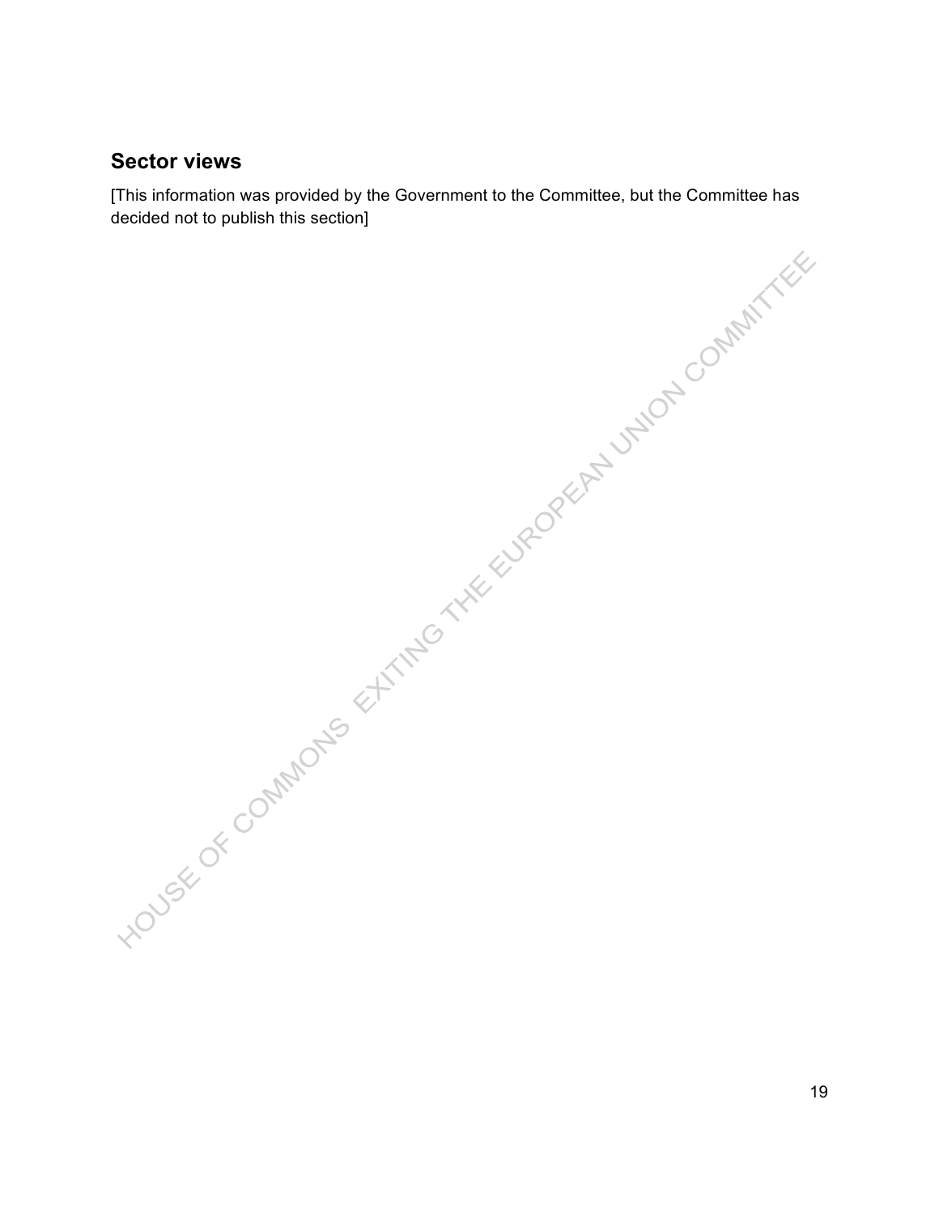## Sector views

[This information was provided by the Government to the Committee, but the Committee has decided not to publish this section]